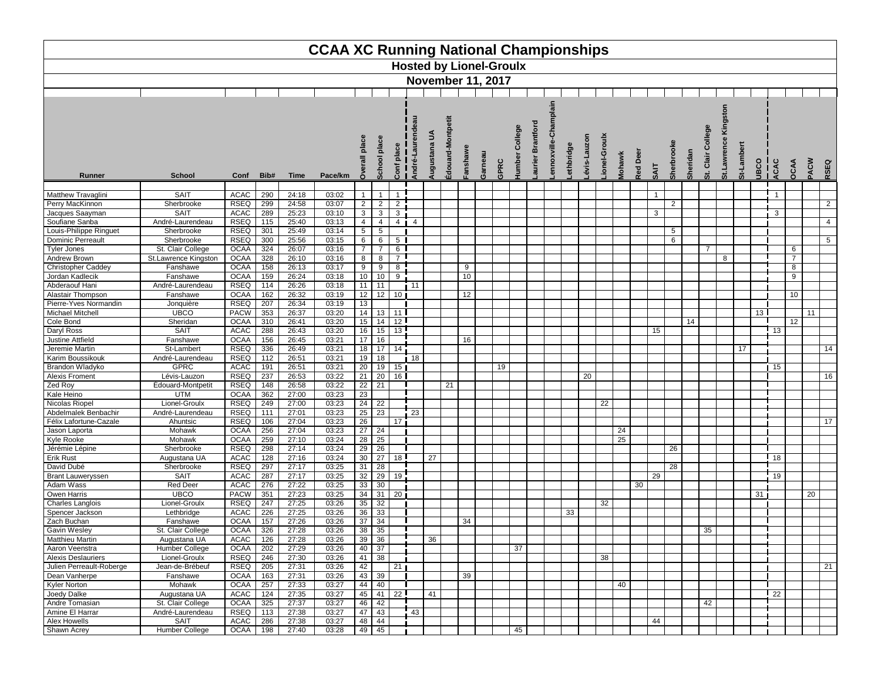# CCAA XC Running National Championships

## Hosted by Lionel-Groulx

## November 11, 2017

| Runner | School | Conf | Bib# | Time | Pace/km | Overall place | School place | Conf place | André-Laurendeau | Augustana UA | Édouard-Montpetit | Fanshawe | Garneau | GPRC | Humber College | Laurier Brantford | Lennoxville-Champlain | Lethbridge | Lévis-Lauzon | Lionel-Groulx | Mohawk | Red Deer | SAIT | Sherbrooke | Sheridan | St. Clair College | St.Lawrence Kingston | St-Lambert | UBCO | ACAC | OCAA | PACW | RSEQ |
|---|---|---|---|---|---|---|---|---|---|---|---|---|---|---|---|---|---|---|---|---|---|---|---|---|---|---|---|---|---|---|---|---|---|
| Matthew Travaglini | SAIT | ACAC | 290 | 24:18 | 03:02 | 1 | 1 | 1 | | | | | | | | | | | | | | | 1 | | | | | | | 1 | | | |
| Perry MacKinnon | Sherbrooke | RSEQ | 299 | 24:58 | 03:07 | 2 | 2 | 2 | | | | | | | | | | | | | | | | 2 | | | | | | | | | 2 |
| Jacques Saayman | SAIT | ACAC | 289 | 25:23 | 03:10 | 3 | 3 | 3 | | | | | | | | | | | | | | | 3 | | | | | | | 3 | | | |
| Soufiane Sanba | André-Laurendeau | RSEQ | 115 | 25:40 | 03:13 | 4 | 4 | 4 | 4 | | | | | | | | | | | | | | | | | | | | | | | | 4 |
| Louis-Philippe Ringuet | Sherbrooke | RSEQ | 301 | 25:49 | 03:14 | 5 | 5 | | | | | | | | | | | | | | | | | 5 | | | | | | | | | |
| Dominic Perreault | Sherbrooke | RSEQ | 300 | 25:56 | 03:15 | 6 | 6 | 5 | | | | | | | | | | | | | | | | 6 | | | | | | | | | 5 |
| Tyler Jones | St. Clair College | OCAA | 324 | 26:07 | 03:16 | 7 | 7 | 6 | | | | | | | | | | | | | | | | | | 7 | | | | | 6 | | |
| Andrew Brown | St.Lawrence Kingston | OCAA | 328 | 26:10 | 03:16 | 8 | 8 | 7 | | | | | | | | | | | | | | | | | | | 8 | | | | 7 | | |
| Christopher Caddey | Fanshawe | OCAA | 158 | 26:13 | 03:17 | 9 | 9 | 8 | | | | 9 | | | | | | | | | | | | | | | | | | | 8 | | |
| Jordan Kadlecik | Fanshawe | OCAA | 159 | 26:24 | 03:18 | 10 | 10 | 9 | | | | 10 | | | | | | | | | | | | | | | | | | | 9 | | |
| Abderaouf Hani | André-Laurendeau | RSEQ | 114 | 26:26 | 03:18 | 11 | 11 | | 11 | | | | | | | | | | | | | | | | | | | | | | | | |
| Alastair Thompson | Fanshawe | OCAA | 162 | 26:32 | 03:19 | 12 | 12 | 10 | | | | 12 | | | | | | | | | | | | | | | | | | | 10 | | |
| Pierre-Yves Normandin | Jonquière | RSEQ | 207 | 26:34 | 03:19 | 13 | | | | | | | | | | | | | | | | | | | | | | | | | | | |
| Michael Mitchell | UBCO | PACW | 353 | 26:37 | 03:20 | 14 | 13 | 11 | | | | | | | | | | | | | | | | | | | | | 13 | | | 11 | |
| Cole Bond | Sheridan | OCAA | 310 | 26:41 | 03:20 | 15 | 14 | 12 | | | | | | | | | | | | | | | | | 14 | | | | | | 12 | | |
| Daryl Ross | SAIT | ACAC | 288 | 26:43 | 03:20 | 16 | 15 | 13 | | | | | | | | | | | | | | | 15 | | | | | | | 13 | | | |
| Justine Attfield | Fanshawe | OCAA | 156 | 26:45 | 03:21 | 17 | 16 | | | | | 16 | | | | | | | | | | | | | | | | | | | | | |
| Jeremie Martin | St-Lambert | RSEQ | 336 | 26:49 | 03:21 | 18 | 17 | 14 | | | | | | | | | | | | | | | | | | | | 17 | | | | | 14 |
| Karim Boussikouk | André-Laurendeau | RSEQ | 112 | 26:51 | 03:21 | 19 | 18 | | 18 | | | | | | | | | | | | | | | | | | | | | | | | |
| Brandon Wladyko | GPRC | ACAC | 191 | 26:51 | 03:21 | 20 | 19 | 15 | | | | | | 19 | | | | | | | | | | | | | | | | 15 | | | |
| Alexis Froment | Lévis-Lauzon | RSEQ | 237 | 26:53 | 03:22 | 21 | 20 | 16 | | | | | | | | | | | 20 | | | | | | | | | | | | | | 16 |
| Zed Roy | Édouard-Montpetit | RSEQ | 148 | 26:58 | 03:22 | 22 | 21 | | | | 21 | | | | | | | | | | | | | | | | | | | | | | |
| Kale Heino | UTM | OCAA | 362 | 27:00 | 03:23 | 23 | | | | | | | | | | | | | | | | | | | | | | | | | | | |
| Nicolas Riopel | Lionel-Groulx | RSEQ | 249 | 27:00 | 03:23 | 24 | 22 | | | | | | | | | | | | | 22 | | | | | | | | | | | | | |
| Abdelmalek Benbachir | André-Laurendeau | RSEQ | 111 | 27:01 | 03:23 | 25 | 23 | | 23 | | | | | | | | | | | | | | | | | | | | | | | | |
| Félix Lafortune-Cazale | Ahuntsic | RSEQ | 106 | 27:04 | 03:23 | 26 | | 17 | | | | | | | | | | | | | | | | | | | | | | | | | 17 |
| Jason Laporta | Mohawk | OCAA | 256 | 27:04 | 03:23 | 27 | 24 | | | | | | | | | | | | | | 24 | | | | | | | | | | | | |
| Kyle Rooke | Mohawk | OCAA | 259 | 27:10 | 03:24 | 28 | 25 | | | | | | | | | | | | | | 25 | | | | | | | | | | | | |
| Jérémie Lépine | Sherbrooke | RSEQ | 298 | 27:14 | 03:24 | 29 | 26 | | | | | | | | | | | | | | | | | 26 | | | | | | | | | |
| Erik Rust | Augustana UA | ACAC | 128 | 27:16 | 03:24 | 30 | 27 | 18 | | 27 | | | | | | | | | | | | | | | | | | | | 18 | | | |
| David Dubé | Sherbrooke | RSEQ | 297 | 27:17 | 03:25 | 31 | 28 | | | | | | | | | | | | | | | | | 28 | | | | | | | | | |
| Brant Lauweryssen | SAIT | ACAC | 287 | 27:17 | 03:25 | 32 | 29 | 19 | | | | | | | | | | | | | | | 29 | | | | | | | 19 | | | |
| Adam Wass | Red Deer | ACAC | 276 | 27:22 | 03:25 | 33 | 30 | | | | | | | | | | | | | | | 30 | | | | | | | | | | | |
| Owen Harris | UBCO | PACW | 351 | 27:23 | 03:25 | 34 | 31 | 20 | | | | | | | | | | | | | | | | | | | | | 31 | | | 20 | |
| Charles Langlois | Lionel-Groulx | RSEQ | 247 | 27:25 | 03:26 | 35 | 32 | | | | | | | | | | | | | 32 | | | | | | | | | | | | | |
| Spencer Jackson | Lethbridge | ACAC | 226 | 27:25 | 03:26 | 36 | 33 | | | | | | | | | | | 33 | | | | | | | | | | | | | | | |
| Zach Buchan | Fanshawe | OCAA | 157 | 27:26 | 03:26 | 37 | 34 | | | | | 34 | | | | | | | | | | | | | | | | | | | | | |
| Gavin Wesley | St. Clair College | OCAA | 326 | 27:28 | 03:26 | 38 | 35 | | | | | | | | | | | | | | | | | | | 35 | | | | | | | |
| Matthieu Martin | Augustana UA | ACAC | 126 | 27:28 | 03:26 | 39 | 36 | | | 36 | | | | | | | | | | | | | | | | | | | | | | | |
| Aaron Veenstra | Humber College | OCAA | 202 | 27:29 | 03:26 | 40 | 37 | | | | | | | | 37 | | | | | | | | | | | | | | | | | | |
| Alexis Deslauriers | Lionel-Groulx | RSEQ | 246 | 27:30 | 03:26 | 41 | 38 | | | | | | | | | | | | | 38 | | | | | | | | | | | | | |
| Julien Perreault-Roberge | Jean-de-Brébeuf | RSEQ | 205 | 27:31 | 03:26 | 42 | | 21 | | | | | | | | | | | | | | | | | | | | | | | | | 21 |
| Dean Vanherpe | Fanshawe | OCAA | 163 | 27:31 | 03:26 | 43 | 39 | | | | | 39 | | | | | | | | | | | | | | | | | | | | | |
| Kyler Norton | Mohawk | OCAA | 257 | 27:33 | 03:27 | 44 | 40 | | | | | | | | | | | | | | 40 | | | | | | | | | | | | |
| Joedy Dalke | Augustana UA | ACAC | 124 | 27:35 | 03:27 | 45 | 41 | 22 | | 41 | | | | | | | | | | | | | | | | | | | | 22 | | | |
| Andre Tomasian | St. Clair College | OCAA | 325 | 27:37 | 03:27 | 46 | 42 | | | | | | | | | | | | | | | | | | | 42 | | | | | | | |
| Amine El Harrar | André-Laurendeau | RSEQ | 113 | 27:38 | 03:27 | 47 | 43 | | 43 | | | | | | | | | | | | | | | | | | | | | | | | |
| Alex Howells | SAIT | ACAC | 286 | 27:38 | 03:27 | 48 | 44 | | | | | | | | | | | | | | | | 44 | | | | | | | | | | |
| Shawn Acrey | Humber College | OCAA | 198 | 27:40 | 03:28 | 49 | 45 | | | | | | | | 45 | | | | | | | | | | | | | | | | | | |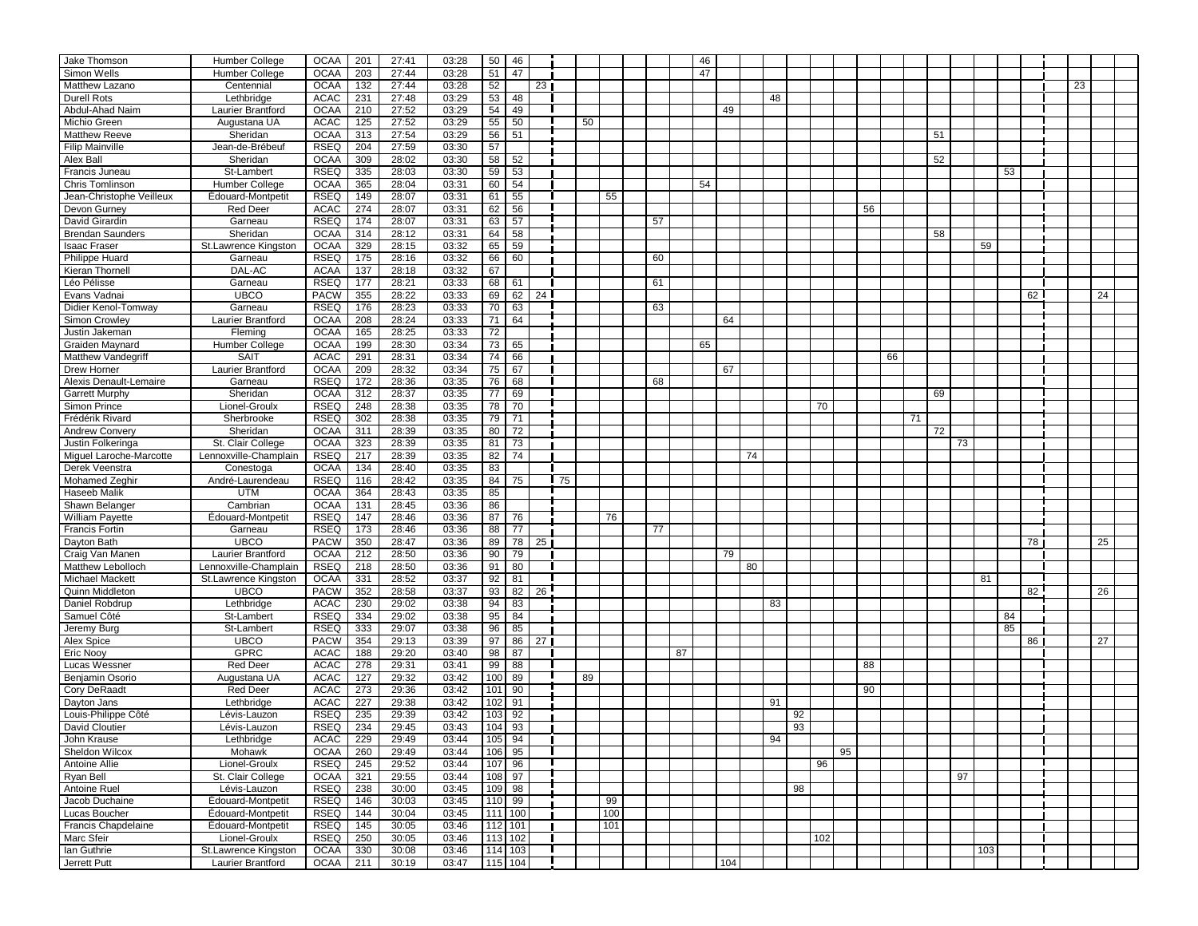| | | | | | | | | | | | | | | | | | | | | | | | | | | | | | | | | | |
|---|---|---|---|---|---|---|---|---|---|---|---|---|---|---|---|---|---|---|---|---|---|---|---|---|---|---|---|---|---|---|---|---|---|
| Jake Thomson | Humber College | OCAA | 201 | 27:41 | 03:28 | 50 | 46 | | | | | | | | 46 | | | | | | | | | | | | | | | | | | |
| Simon Wells | Humber College | OCAA | 203 | 27:44 | 03:28 | 51 | 47 | | | | | | | | 47 | | | | | | | | | | | | | | | | | | |
| Matthew Lazano | Centennial | OCAA | 132 | 27:44 | 03:28 | 52 | | 23 | | | | | | | | | | | | | | | | | | | | | | | 23 | | |
| Durell Rots | Lethbridge | ACAC | 231 | 27:48 | 03:29 | 53 | 48 | | | | | | | | | | | 48 | | | | | | | | | | | | | | | |
| Abdul-Ahad Naim | Laurier Brantford | OCAA | 210 | 27:52 | 03:29 | 54 | 49 | | | | | | | | | 49 | | | | | | | | | | | | | | | | | |
| Michio Green | Augustana UA | ACAC | 125 | 27:52 | 03:29 | 55 | 50 | | | 50 | | | | | | | | | | | | | | | | | | | | | | | |
| Matthew Reeve | Sheridan | OCAA | 313 | 27:54 | 03:29 | 56 | 51 | | | | | | | | | | | | | | | | | | | 51 | | | | | | | |
| Filip Mainville | Jean-de-Brébeuf | RSEQ | 204 | 27:59 | 03:30 | 57 | | | | | | | | | | | | | | | | | | | | | | | | | | | |
| Alex Ball | Sheridan | OCAA | 309 | 28:02 | 03:30 | 58 | 52 | | | | | | | | | | | | | | | | | | | 52 | | | | | | | |
| Francis Juneau | St-Lambert | RSEQ | 335 | 28:03 | 03:30 | 59 | 53 | | | | | | | | | | | | | | | | | | | | | | 53 | | | | |
| Chris Tomlinson | Humber College | OCAA | 365 | 28:04 | 03:31 | 60 | 54 | | | | | | | | 54 | | | | | | | | | | | | | | | | | | |
| Jean-Christophe Veilleux | Édouard-Montpetit | RSEQ | 149 | 28:07 | 03:31 | 61 | 55 | | | | 55 | | | | | | | | | | | | | | | | | | | | | | |
| Devon Gurney | Red Deer | ACAC | 274 | 28:07 | 03:31 | 62 | 56 | | | | | | | | | | | | | | | 56 | | | | | | | | | | | |
| David Girardin | Garneau | RSEQ | 174 | 28:07 | 03:31 | 63 | 57 | | | | | | 57 | | | | | | | | | | | | | | | | | | | | |
| Brendan Saunders | Sheridan | OCAA | 314 | 28:12 | 03:32 | 64 | 58 | | | | | | | | | | | | | | | | | | | 58 | | | | | | | |
| Isaac Fraser | St.Lawrence Kingston | OCAA | 329 | 28:15 | 03:32 | 65 | 59 | | | | | | | | | | | | | | | | | | | | | 59 | | | | | |
| Philippe Huard | Garneau | RSEQ | 175 | 28:16 | 03:32 | 66 | 60 | | | | | | 60 | | | | | | | | | | | | | | | | | | | | |
| Kieran Thornell | DAL-AC | ACAA | 137 | 28:18 | 03:32 | 67 | | | | | | | | | | | | | | | | | | | | | | | | | | | |
| Léo Pélisse | Garneau | RSEQ | 177 | 28:21 | 03:33 | 68 | 61 | | | | | | 61 | | | | | | | | | | | | | | | | | | | | |
| Evans Vadnai | UBCO | PACW | 355 | 28:22 | 03:33 | 69 | 62 | 24 | | | | | | | | | | | | | | | | | | | | | | 62 | | | 24 | |
| Didier Kenol-Tomway | Garneau | RSEQ | 176 | 28:23 | 03:33 | 70 | 63 | | | | | | 63 | | | | | | | | | | | | | | | | | | | | |
| Simon Crowley | Laurier Brantford | OCAA | 208 | 28:24 | 03:33 | 71 | 64 | | | | | | | | | 64 | | | | | | | | | | | | | | | | | |
| Justin Jakeman | Fleming | OCAA | 165 | 28:25 | 03:33 | 72 | | | | | | | | | | | | | | | | | | | | | | | | | | | |
| Graiden Maynard | Humber College | OCAA | 199 | 28:30 | 03:34 | 73 | 65 | | | | | | | | 65 | | | | | | | | | | | | | | | | | | |
| Matthew Vandegriff | SAIT | ACAC | 291 | 28:31 | 03:34 | 74 | 66 | | | | | | | | | | | | | | | | 66 | | | | | | | | | | |
| Drew Horner | Laurier Brantford | OCAA | 209 | 28:32 | 03:34 | 75 | 67 | | | | | | | | | 67 | | | | | | | | | | | | | | | | | |
| Alexis Denault-Lemaire | Garneau | RSEQ | 172 | 28:36 | 03:35 | 76 | 68 | | | | | | 68 | | | | | | | | | | | | | | | | | | | | |
| Garrett Murphy | Sheridan | OCAA | 312 | 28:37 | 03:35 | 77 | 69 | | | | | | | | | | | | | | | | | | | 69 | | | | | | | |
| Simon Prince | Lionel-Groulx | RSEQ | 248 | 28:38 | 03:35 | 78 | 70 | | | | | | | | | | | | | 70 | | | | | | | | | | | | | |
| Frédérik Rivard | Sherbrooke | RSEQ | 302 | 28:38 | 03:35 | 79 | 71 | | | | | | | | | | | | | | | | | 71 | | | | | | | | | |
| Andrew Convery | Sheridan | OCAA | 311 | 28:39 | 03:35 | 80 | 72 | | | | | | | | | | | | | | | | | | | 72 | | | | | | | |
| Justin Folkeringa | St. Clair College | OCAA | 323 | 28:39 | 03:35 | 81 | 73 | | | | | | | | | | | | | | | | | | | | 73 | | | | | | |
| Miguel Laroche-Marcotte | Lennoxville-Champlain | RSEQ | 217 | 28:39 | 03:35 | 82 | 74 | | | | | | | | | | 74 | | | | | | | | | | | | | | | | |
| Derek Veenstra | Conestoga | OCAA | 134 | 28:40 | 03:35 | 83 | | | | | | | | | | | | | | | | | | | | | | | | | | | |
| Mohamed Zeghir | André-Laurendeau | RSEQ | 116 | 28:42 | 03:35 | 84 | 75 | | 75 | | | | | | | | | | | | | | | | | | | | | | | | |
| Haseeb Malik | UTM | OCAA | 364 | 28:43 | 03:35 | 85 | | | | | | | | | | | | | | | | | | | | | | | | | | | |
| Shawn Belanger | Cambrian | OCAA | 131 | 28:45 | 03:36 | 86 | | | | | | | | | | | | | | | | | | | | | | | | | | | |
| William Payette | Édouard-Montpetit | RSEQ | 147 | 28:46 | 03:36 | 87 | 76 | | | | 76 | | | | | | | | | | | | | | | | | | | | | | |
| Francis Fortin | Garneau | RSEQ | 173 | 28:46 | 03:36 | 88 | 77 | | | | | | 77 | | | | | | | | | | | | | | | | | | | | |
| Dayton Bath | UBCO | PACW | 350 | 28:47 | 03:36 | 89 | 78 | 25 | | | | | | | | | | | | | | | | | | | | | | 78 | | | 25 | |
| Craig Van Manen | Laurier Brantford | OCAA | 212 | 28:50 | 03:36 | 90 | 79 | | | | | | | | | 79 | | | | | | | | | | | | | | | | | |
| Matthew Lebolloch | Lennoxville-Champlain | RSEQ | 218 | 28:50 | 03:36 | 91 | 80 | | | | | | | | | | 80 | | | | | | | | | | | | | | | | |
| Michael Mackett | St.Lawrence Kingston | OCAA | 331 | 28:52 | 03:37 | 92 | 81 | | | | | | | | | | | | | | | | | | | | | 81 | | | | | |
| Quinn Middleton | UBCO | PACW | 352 | 28:58 | 03:37 | 93 | 82 | 26 | | | | | | | | | | | | | | | | | | | | | | 82 | | | 26 | |
| Daniel Robdrup | Lethbridge | ACAC | 230 | 29:02 | 03:38 | 94 | 83 | | | | | | | | | | | 83 | | | | | | | | | | | | | | | |
| Samuel Côté | St-Lambert | RSEQ | 334 | 29:02 | 03:38 | 95 | 84 | | | | | | | | | | | | | | | | | | | | | | 84 | | | | |
| Jeremy Burg | St-Lambert | RSEQ | 333 | 29:07 | 03:38 | 96 | 85 | | | | | | | | | | | | | | | | | | | | | | 85 | | | | |
| Alex Spice | UBCO | PACW | 354 | 29:13 | 03:39 | 97 | 86 | 27 | | | | | | | | | | | | | | | | | | | | | | 86 | | | 27 | |
| Eric Nooy | GPRC | ACAC | 188 | 29:20 | 03:40 | 98 | 87 | | | | | | | 87 | | | | | | | | | | | | | | | | | | | |
| Lucas Wessner | Red Deer | ACAC | 278 | 29:31 | 03:41 | 99 | 88 | | | | | | | | | | | | | | | 88 | | | | | | | | | | | |
| Benjamin Osorio | Augustana UA | ACAC | 127 | 29:32 | 03:42 | 100 | 89 | | | 89 | | | | | | | | | | | | | | | | | | | | | | | |
| Cory DeRaadt | Red Deer | ACAC | 273 | 29:36 | 03:42 | 101 | 90 | | | | | | | | | | | | | | | 90 | | | | | | | | | | | |
| Dayton Jans | Lethbridge | ACAC | 227 | 29:38 | 03:42 | 102 | 91 | | | | | | | | | | | 91 | | | | | | | | | | | | | | | |
| Louis-Philippe Côté | Lévis-Lauzon | RSEQ | 235 | 29:39 | 03:42 | 103 | 92 | | | | | | | | | | | | 92 | | | | | | | | | | | | | | |
| David Cloutier | Lévis-Lauzon | RSEQ | 234 | 29:45 | 03:43 | 104 | 93 | | | | | | | | | | | | 93 | | | | | | | | | | | | | | |
| John Krause | Lethbridge | ACAC | 229 | 29:49 | 03:44 | 105 | 94 | | | | | | | | | | | 94 | | | | | | | | | | | | | | | |
| Sheldon Wilcox | Mohawk | OCAA | 260 | 29:49 | 03:44 | 106 | 95 | | | | | | | | | | | | | | 95 | | | | | | | | | | | | |
| Antoine Allie | Lionel-Groulx | RSEQ | 245 | 29:52 | 03:44 | 107 | 96 | | | | | | | | | | | | | 96 | | | | | | | | | | | | | |
| Ryan Bell | St. Clair College | OCAA | 321 | 29:55 | 03:44 | 108 | 97 | | | | | | | | | | | | | | | | | | | | 97 | | | | | | |
| Antoine Ruel | Lévis-Lauzon | RSEQ | 238 | 30:00 | 03:45 | 109 | 98 | | | | | | | | | | | | 98 | | | | | | | | | | | | | | |
| Jacob Duchaine | Édouard-Montpetit | RSEQ | 146 | 30:03 | 03:45 | 110 | 99 | | | | 99 | | | | | | | | | | | | | | | | | | | | | | |
| Lucas Boucher | Édouard-Montpetit | RSEQ | 144 | 30:04 | 03:45 | 111 | 100 | | | | 100 | | | | | | | | | | | | | | | | | | | | | | |
| Francis Chapdelaine | Édouard-Montpetit | RSEQ | 145 | 30:05 | 03:46 | 112 | 101 | | | | 101 | | | | | | | | | | | | | | | | | | | | | | |
| Marc Sfeir | Lionel-Groulx | RSEQ | 250 | 30:05 | 03:46 | 113 | 102 | | | | | | | | | | | | | 102 | | | | | | | | | | | | | |
| Ian Guthrie | St.Lawrence Kingston | OCAA | 330 | 30:08 | 03:46 | 114 | 103 | | | | | | | | | | | | | | | | | | | | | 103 | | | | | |
| Jerrett Putt | Laurier Brantford | OCAA | 211 | 30:19 | 03:47 | 115 | 104 | | | | | | | | | 104 | | | | | | | | | | | | | | | | | |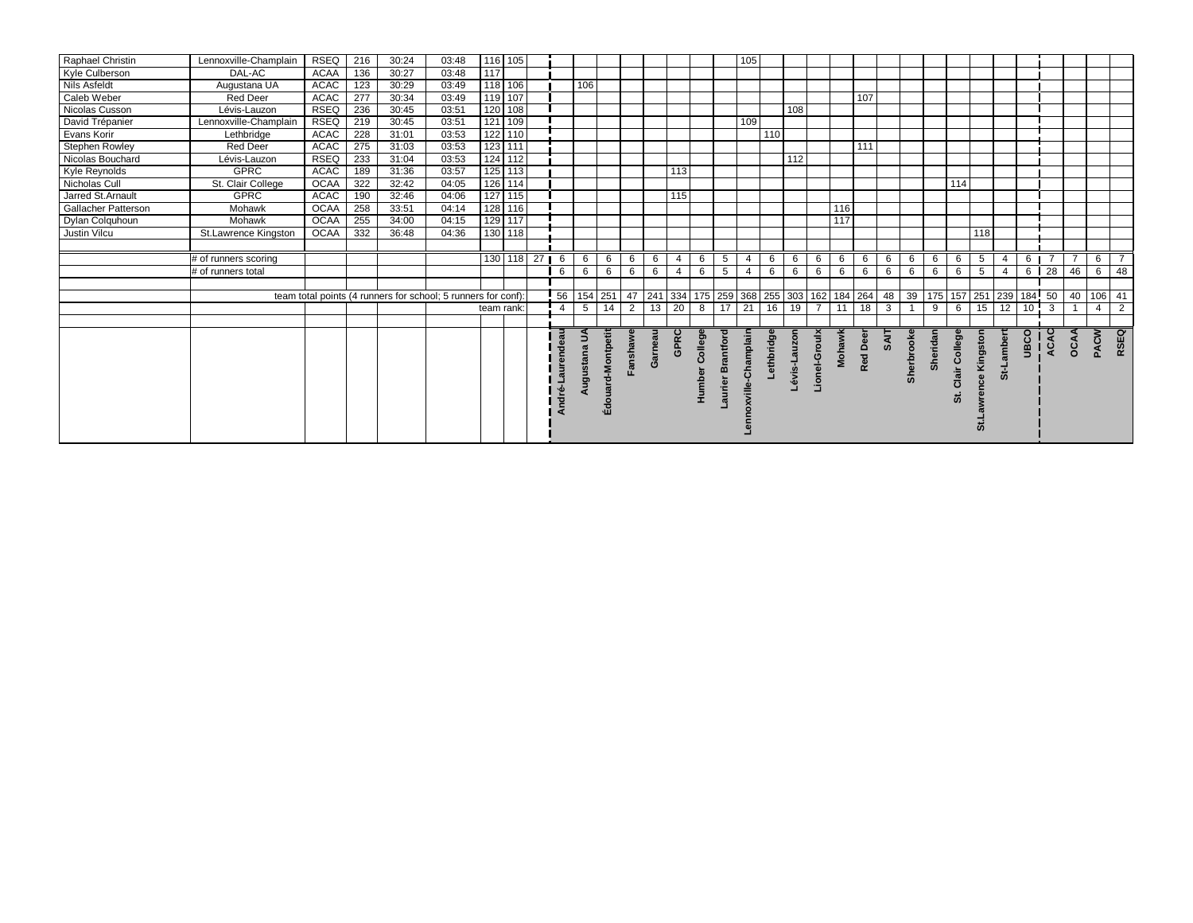| | | | | | | | | | André-Laurendeau | Augustana UA | Édouard-Montpetit | Fanshawe | Garneau | GPRC | Humber College | Laurier Brantford | Lennoxville-Champlain | Lethbridge | Lévis-Lauzon | Lionel-Groulx | Mohawk | Red Deer | SAIT | Sherbrooke | Sheridan | St. Clair College | St.Lawrence Kingston | St-Lambert | UBCO | ACAC | OCAA | PACW | RSEQ |
|---|---|---|---|---|---|---|---|---|---|---|---|---|---|---|---|---|---|---|---|---|---|---|---|---|---|---|---|---|---|---|---|---|---|
| Raphael Christin | Lennoxville-Champlain | RSEQ | 216 | 30:24 | 03:48 | 116 | 105 | | | | | | | | | | 105 | | | | | | | | | | | | | | | | |
| Kyle Culberson | DAL-AC | ACAA | 136 | 30:27 | 03:48 | 117 | | | | | | | | | | | | | | | | | | | | | | | | | | | |
| Nils Asfeldt | Augustana UA | ACAC | 123 | 30:29 | 03:49 | 118 | 106 | | | 106 | | | | | | | | | | | | | | | | | | | | | | | |
| Caleb Weber | Red Deer | ACAC | 277 | 30:34 | 03:49 | 119 | 107 | | | | | | | | | | | | | | | 107 | | | | | | | | | | | |
| Nicolas Cusson | Lévis-Lauzon | RSEQ | 236 | 30:45 | 03:51 | 120 | 108 | | | | | | | | | | | | 108 | | | | | | | | | | | | | | |
| David Trépanier | Lennoxville-Champlain | RSEQ | 219 | 30:45 | 03:51 | 121 | 109 | | | | | | | | | | 109 | | | | | | | | | | | | | | | | |
| Evans Korir | Lethbridge | ACAC | 228 | 31:01 | 03:53 | 122 | 110 | | | | | | | | | | | 110 | | | | | | | | | | | | | | | |
| Stephen Rowley | Red Deer | ACAC | 275 | 31:03 | 03:53 | 123 | 111 | | | | | | | | | | | | | | | 111 | | | | | | | | | | | |
| Nicolas Bouchard | Lévis-Lauzon | RSEQ | 233 | 31:04 | 03:53 | 124 | 112 | | | | | | | | | | | | 112 | | | | | | | | | | | | | | |
| Kyle Reynolds | GPRC | ACAC | 189 | 31:36 | 03:57 | 125 | 113 | | | | | | | 113 | | | | | | | | | | | | | | | | | | | |
| Nicholas Cull | St. Clair College | OCAA | 322 | 32:42 | 04:05 | 126 | 114 | | | | | | | | | | | | | | | | | | | 114 | | | | | | | |
| Jarred St.Arnault | GPRC | ACAC | 190 | 32:46 | 04:06 | 127 | 115 | | | | | | | 115 | | | | | | | | | | | | | | | | | | | |
| Gallacher Patterson | Mohawk | OCAA | 258 | 33:51 | 04:14 | 128 | 116 | | | | | | | | | | | | | | 116 | | | | | | | | | | | | |
| Dylan Colquhoun | Mohawk | OCAA | 255 | 34:00 | 04:15 | 129 | 117 | | | | | | | | | | | | | | 117 | | | | | | | | | | | | |
| Justin Vilcu | St.Lawrence Kingston | OCAA | 332 | 36:48 | 04:36 | 130 | 118 | | | | | | | | | | | | | | | | | | | | 118 | | | | | | |
| | # of runners scoring | | | | | 130 | 118 | 27 | 6 | 6 | 6 | 6 | 6 | 4 | 6 | 5 | 4 | 6 | 6 | 6 | 6 | 6 | 6 | 6 | 6 | 6 | 5 | 4 | 6 | 7 | 7 | 6 | 7 |
| | # of runners total | | | | | | | | 6 | 6 | 6 | 6 | 6 | 4 | 6 | 5 | 4 | 6 | 6 | 6 | 6 | 6 | 6 | 6 | 6 | 6 | 5 | 4 | 6 | 28 | 46 | 6 | 48 |
| | team total points (4 runners for school; 5 runners for conf): | | | | | | | | 56 | 154 | 251 | 47 | 241 | 334 | 175 | 259 | 368 | 255 | 303 | 162 | 184 | 264 | 48 | 39 | 175 | 157 | 251 | 239 | 184 | 50 | 40 | 106 | 41 |
| | team rank: | | | | | | | | 4 | 5 | 14 | 2 | 13 | 20 | 8 | 17 | 21 | 16 | 19 | 7 | 11 | 18 | 3 | 1 | 9 | 6 | 15 | 12 | 10 | 3 | 1 | 4 | 2 |